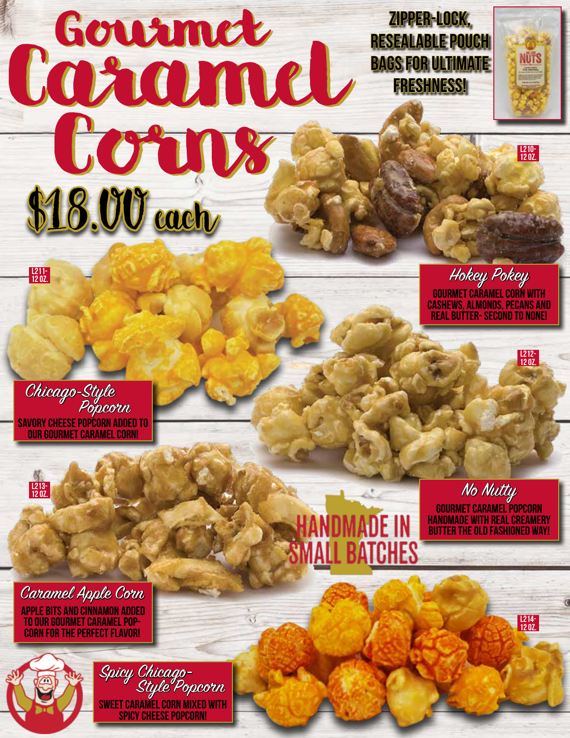# Gourmet Caramel Corns

## $18.00 each

**ZIPPER-LOCK, RESEALABLE POUCH BAGS FOR ULTIMATE FRESHNESS!**

L210- 12 OZ.

### *Hokey Pokey*

GOURMET CARAMEL CORN WITH CASHEWS, ALMONDS, PECANS AND REAL BUTTER- SECOND TO NONE!

L211- 12 OZ.

### *Chicago-Style Popcorn*

SAVORY CHEESE POPCORN ADDED TO OUR GOURMET CARAMEL CORN!

L212- 12 OZ.

### *No Nutty*

GOURMET CARAMEL POPCORN HANDMADE WITH REAL CREAMERY BUTTER THE OLD FASHIONED WAY!

L213- 12 OZ.

### *Caramel Apple Corn*

APPLE BITS AND CINNAMON ADDED TO OUR GOURMET CARAMEL POPCORN FOR THE PERFECT FLAVOR!

**HANDMADE IN SMALL BATCHES**

L214- 12 OZ.

### *Spicy Chicago-Style Popcorn*

SWEET CARAMEL CORN MIXED WITH SPICY CHEESE POPCORN!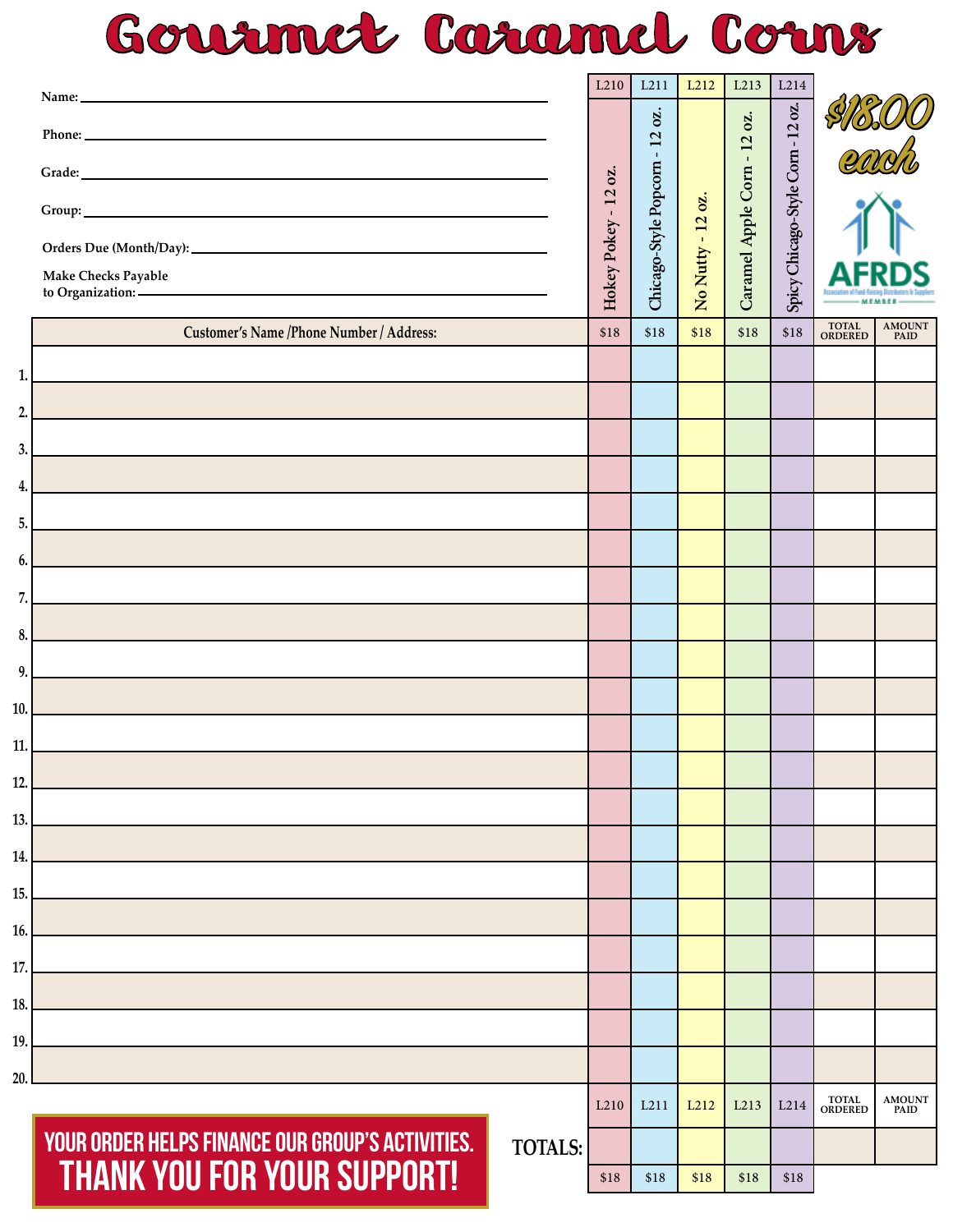# Gourmet Caramel Corns

Name: ______________________

Phone: ______________________

Grade: ______________________

Group: ______________________

Orders Due (Month/Day): ______________________

Make Checks Payable to Organization: ______________________

**$18.00 each**

AFRDS Association of Fund-Raising Distributors & Suppliers MEMBER

| | L210 | L211 | L212 | L213 | L214 | | |
|---|---|---|---|---|---|---|---|
| | Hokey Pokey - 12 oz. | Chicago-Style Popcorn - 12 oz. | No Nutty - 12 oz. | Caramel Apple Corn - 12 oz. | Spicy Chicago-Style Corn - 12 oz. | | |
| Customer's Name /Phone Number / Address: | $18 | $18 | $18 | $18 | $18 | TOTAL ORDERED | AMOUNT PAID |
| 1. | | | | | | | |
| 2. | | | | | | | |
| 3. | | | | | | | |
| 4. | | | | | | | |
| 5. | | | | | | | |
| 6. | | | | | | | |
| 7. | | | | | | | |
| 8. | | | | | | | |
| 9. | | | | | | | |
| 10. | | | | | | | |
| 11. | | | | | | | |
| 12. | | | | | | | |
| 13. | | | | | | | |
| 14. | | | | | | | |
| 15. | | | | | | | |
| 16. | | | | | | | |
| 17. | | | | | | | |
| 18. | | | | | | | |
| 19. | | | | | | | |
| 20. | | | | | | | |
| | L210 | L211 | L212 | L213 | L214 | TOTAL ORDERED | AMOUNT PAID |
| TOTALS: | | | | | | | |
| | $18 | $18 | $18 | $18 | $18 | | |

**YOUR ORDER HELPS FINANCE OUR GROUP'S ACTIVITIES.**
**THANK YOU FOR YOUR SUPPORT!**